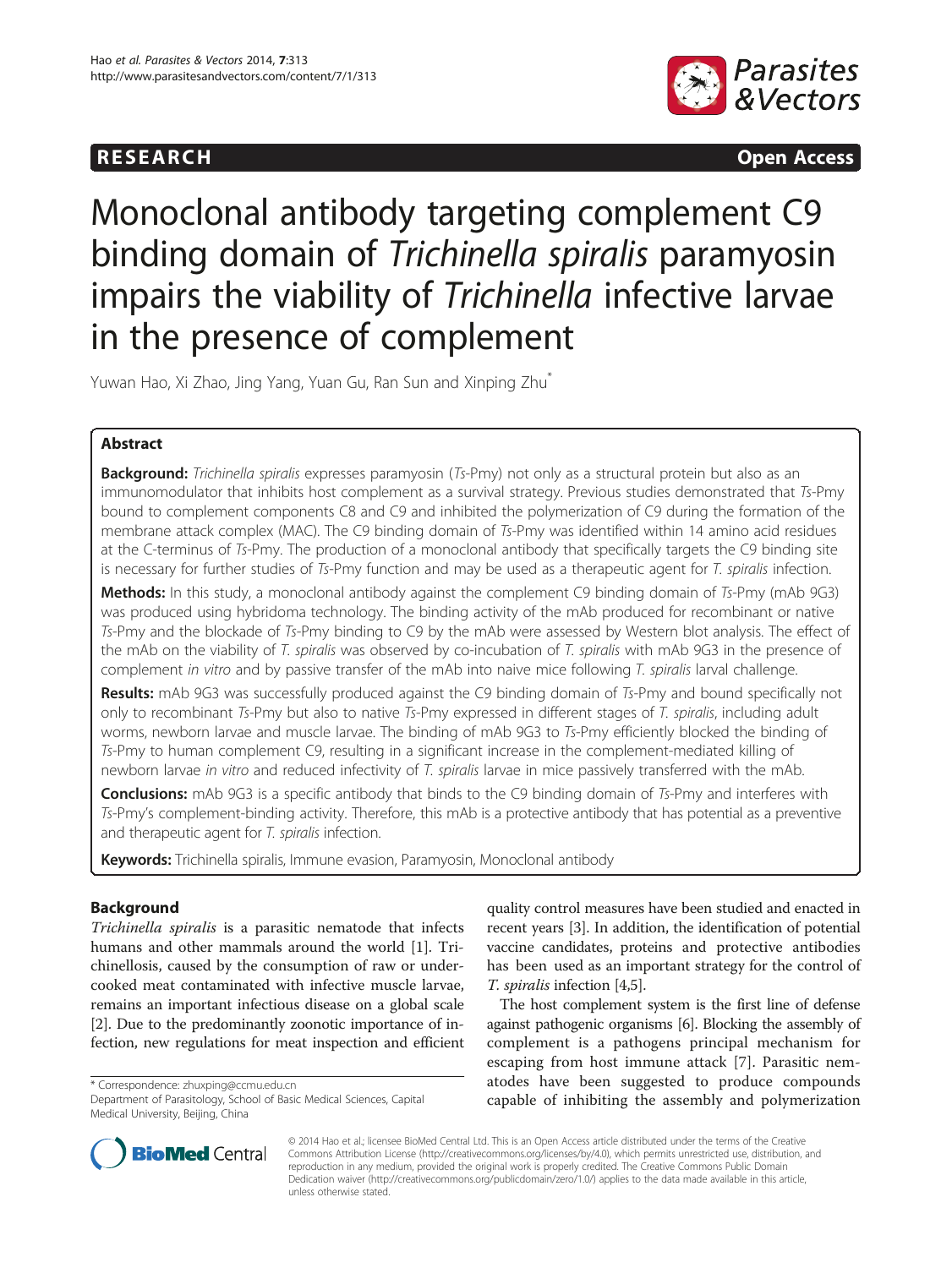**RESEARCH** **Open Access**

# Monoclonal antibody targeting complement C9 binding domain of *Trichinella spiralis* paramyosin impairs the viability of *Trichinella* infective larvae in the presence of complement

Yuwan Hao, Xi Zhao, Jing Yang, Yuan Gu, Ran Sun and Xinping Zhu*

## Abstract

**Background:** *Trichinella spiralis* expresses paramyosin (*Ts*-Pmy) not only as a structural protein but also as an immunomodulator that inhibits host complement as a survival strategy. Previous studies demonstrated that *Ts*-Pmy bound to complement components C8 and C9 and inhibited the polymerization of C9 during the formation of the membrane attack complex (MAC). The C9 binding domain of *Ts*-Pmy was identified within 14 amino acid residues at the C-terminus of *Ts*-Pmy. The production of a monoclonal antibody that specifically targets the C9 binding site is necessary for further studies of *Ts*-Pmy function and may be used as a therapeutic agent for *T. spiralis* infection.

**Methods:** In this study, a monoclonal antibody against the complement C9 binding domain of *Ts*-Pmy (mAb 9G3) was produced using hybridoma technology. The binding activity of the mAb produced for recombinant or native *Ts*-Pmy and the blockade of *Ts*-Pmy binding to C9 by the mAb were assessed by Western blot analysis. The effect of the mAb on the viability of *T. spiralis* was observed by co-incubation of *T. spiralis* with mAb 9G3 in the presence of complement *in vitro* and by passive transfer of the mAb into naive mice following *T. spiralis* larval challenge.

**Results:** mAb 9G3 was successfully produced against the C9 binding domain of *Ts*-Pmy and bound specifically not only to recombinant *Ts*-Pmy but also to native *Ts*-Pmy expressed in different stages of *T. spiralis*, including adult worms, newborn larvae and muscle larvae. The binding of mAb 9G3 to *Ts*-Pmy efficiently blocked the binding of *Ts*-Pmy to human complement C9, resulting in a significant increase in the complement-mediated killing of newborn larvae *in vitro* and reduced infectivity of *T. spiralis* larvae in mice passively transferred with the mAb.

**Conclusions:** mAb 9G3 is a specific antibody that binds to the C9 binding domain of *Ts*-Pmy and interferes with *Ts*-Pmy's complement-binding activity. Therefore, this mAb is a protective antibody that has potential as a preventive and therapeutic agent for *T. spiralis* infection.

**Keywords:** Trichinella spiralis, Immune evasion, Paramyosin, Monoclonal antibody

## Background

*Trichinella spiralis* is a parasitic nematode that infects humans and other mammals around the world [1]. Trichinellosis, caused by the consumption of raw or undercooked meat contaminated with infective muscle larvae, remains an important infectious disease on a global scale [2]. Due to the predominantly zoonotic importance of infection, new regulations for meat inspection and efficient quality control measures have been studied and enacted in recent years [3]. In addition, the identification of potential vaccine candidates, proteins and protective antibodies has been used as an important strategy for the control of *T. spiralis* infection [4,5].

The host complement system is the first line of defense against pathogenic organisms [6]. Blocking the assembly of complement is a pathogens principal mechanism for escaping from host immune attack [7]. Parasitic nematodes have been suggested to produce compounds capable of inhibiting the assembly and polymerization

\* Correspondence: zhuxping@ccmu.edu.cn
Department of Parasitology, School of Basic Medical Sciences, Capital Medical University, Beijing, China

© 2014 Hao et al.; licensee BioMed Central Ltd. This is an Open Access article distributed under the terms of the Creative Commons Attribution License (http://creativecommons.org/licenses/by/4.0), which permits unrestricted use, distribution, and reproduction in any medium, provided the original work is properly credited. The Creative Commons Public Domain Dedication waiver (http://creativecommons.org/publicdomain/zero/1.0/) applies to the data made available in this article, unless otherwise stated.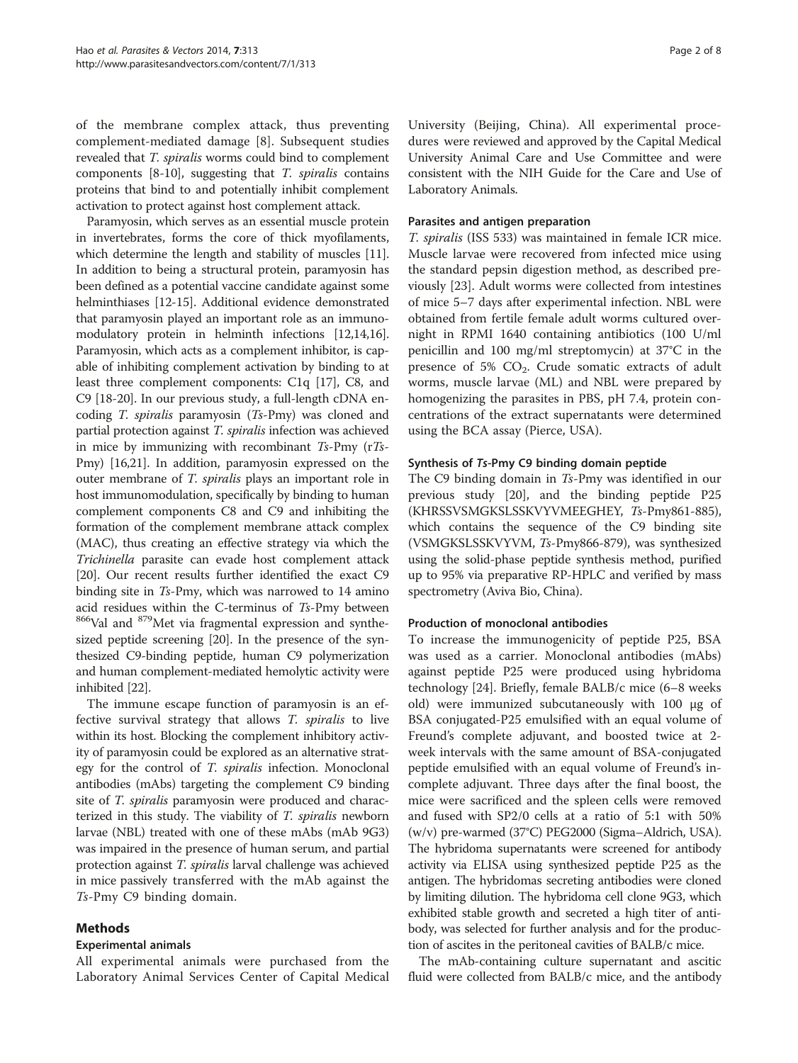of the membrane complex attack, thus preventing complement-mediated damage [8]. Subsequent studies revealed that *T. spiralis* worms could bind to complement components [8-10], suggesting that *T. spiralis* contains proteins that bind to and potentially inhibit complement activation to protect against host complement attack.

Paramyosin, which serves as an essential muscle protein in invertebrates, forms the core of thick myofilaments, which determine the length and stability of muscles [11]. In addition to being a structural protein, paramyosin has been defined as a potential vaccine candidate against some helminthiases [12-15]. Additional evidence demonstrated that paramyosin played an important role as an immunomodulatory protein in helminth infections [12,14,16]. Paramyosin, which acts as a complement inhibitor, is capable of inhibiting complement activation by binding to at least three complement components: C1q [17], C8, and C9 [18-20]. In our previous study, a full-length cDNA encoding *T. spiralis* paramyosin (*Ts*-Pmy) was cloned and partial protection against *T. spiralis* infection was achieved in mice by immunizing with recombinant *Ts*-Pmy (r*Ts*-Pmy) [16,21]. In addition, paramyosin expressed on the outer membrane of *T. spiralis* plays an important role in host immunomodulation, specifically by binding to human complement components C8 and C9 and inhibiting the formation of the complement membrane attack complex (MAC), thus creating an effective strategy via which the *Trichinella* parasite can evade host complement attack [20]. Our recent results further identified the exact C9 binding site in *Ts*-Pmy, which was narrowed to 14 amino acid residues within the C-terminus of *Ts*-Pmy between $^{866}$Val and $^{879}$Met via fragmental expression and synthesized peptide screening [20]. In the presence of the synthesized C9-binding peptide, human C9 polymerization and human complement-mediated hemolytic activity were inhibited [22].

The immune escape function of paramyosin is an effective survival strategy that allows *T. spiralis* to live within its host. Blocking the complement inhibitory activity of paramyosin could be explored as an alternative strategy for the control of *T. spiralis* infection. Monoclonal antibodies (mAbs) targeting the complement C9 binding site of *T. spiralis* paramyosin were produced and characterized in this study. The viability of *T. spiralis* newborn larvae (NBL) treated with one of these mAbs (mAb 9G3) was impaired in the presence of human serum, and partial protection against *T. spiralis* larval challenge was achieved in mice passively transferred with the mAb against the *Ts*-Pmy C9 binding domain.

## Methods

### Experimental animals

All experimental animals were purchased from the Laboratory Animal Services Center of Capital Medical University (Beijing, China). All experimental procedures were reviewed and approved by the Capital Medical University Animal Care and Use Committee and were consistent with the NIH Guide for the Care and Use of Laboratory Animals.

### Parasites and antigen preparation

*T. spiralis* (ISS 533) was maintained in female ICR mice. Muscle larvae were recovered from infected mice using the standard pepsin digestion method, as described previously [23]. Adult worms were collected from intestines of mice 5–7 days after experimental infection. NBL were obtained from fertile female adult worms cultured overnight in RPMI 1640 containing antibiotics (100 U/ml penicillin and 100 mg/ml streptomycin) at 37°C in the presence of 5% $CO_2$. Crude somatic extracts of adult worms, muscle larvae (ML) and NBL were prepared by homogenizing the parasites in PBS, pH 7.4, protein concentrations of the extract supernatants were determined using the BCA assay (Pierce, USA).

### Synthesis of *Ts*-Pmy C9 binding domain peptide

The C9 binding domain in *Ts*-Pmy was identified in our previous study [20], and the binding peptide P25 (KHRSSVSMGKSLSSKVYVMEEGHEY, *Ts*-Pmy861-885), which contains the sequence of the C9 binding site (VSMGKSLSSKVYVM, *Ts*-Pmy866-879), was synthesized using the solid-phase peptide synthesis method, purified up to 95% via preparative RP-HPLC and verified by mass spectrometry (Aviva Bio, China).

### Production of monoclonal antibodies

To increase the immunogenicity of peptide P25, BSA was used as a carrier. Monoclonal antibodies (mAbs) against peptide P25 were produced using hybridoma technology [24]. Briefly, female BALB/c mice (6–8 weeks old) were immunized subcutaneously with 100 μg of BSA conjugated-P25 emulsified with an equal volume of Freund's complete adjuvant, and boosted twice at 2-week intervals with the same amount of BSA-conjugated peptide emulsified with an equal volume of Freund's incomplete adjuvant. Three days after the final boost, the mice were sacrificed and the spleen cells were removed and fused with SP2/0 cells at a ratio of 5:1 with 50% (w/v) pre-warmed (37°C) PEG2000 (Sigma–Aldrich, USA). The hybridoma supernatants were screened for antibody activity via ELISA using synthesized peptide P25 as the antigen. The hybridomas secreting antibodies were cloned by limiting dilution. The hybridoma cell clone 9G3, which exhibited stable growth and secreted a high titer of antibody, was selected for further analysis and for the production of ascites in the peritoneal cavities of BALB/c mice.

The mAb-containing culture supernatant and ascitic fluid were collected from BALB/c mice, and the antibody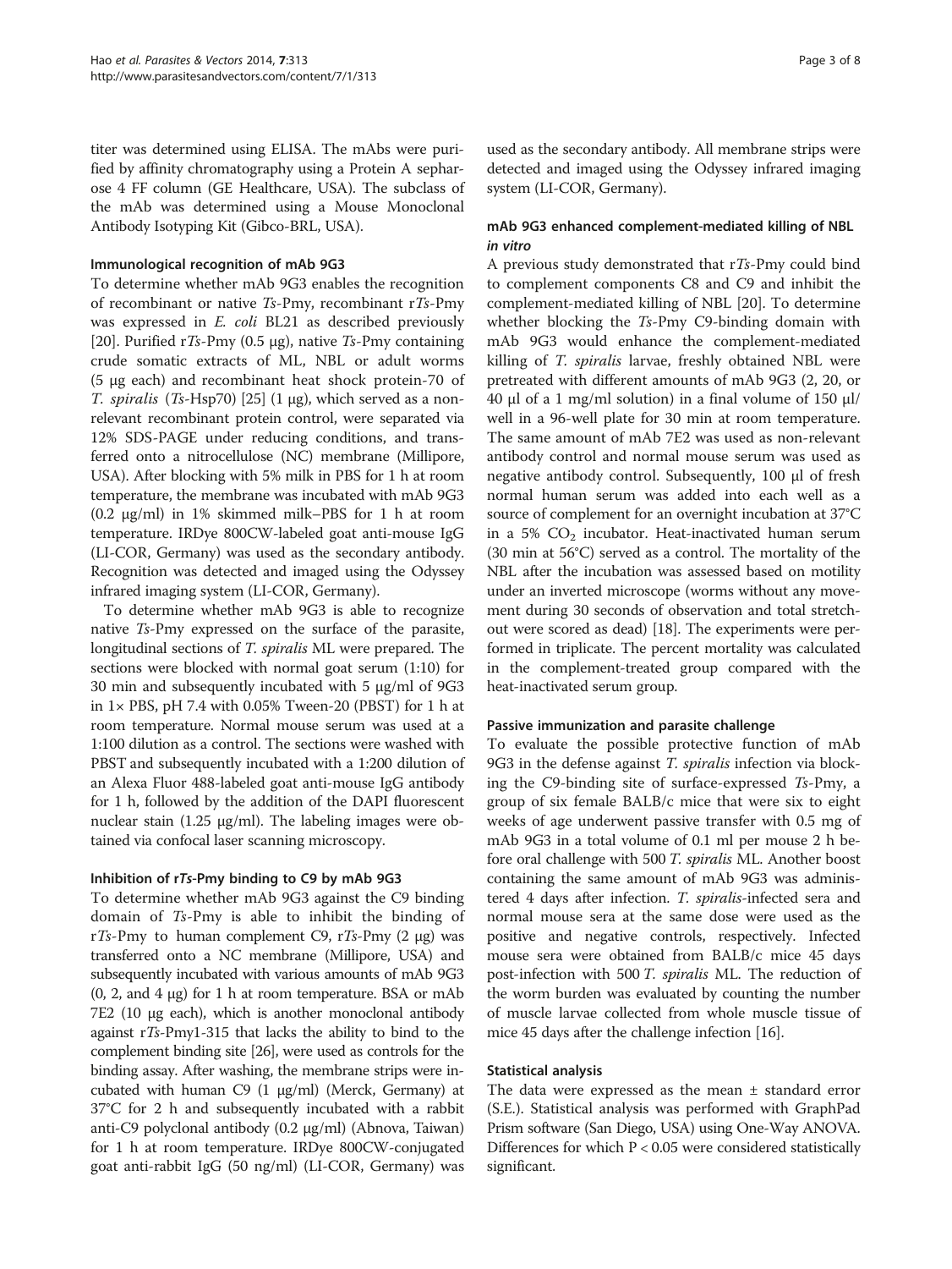titer was determined using ELISA. The mAbs were purified by affinity chromatography using a Protein A sepharose 4 FF column (GE Healthcare, USA). The subclass of the mAb was determined using a Mouse Monoclonal Antibody Isotyping Kit (Gibco-BRL, USA).

#### Immunological recognition of mAb 9G3

To determine whether mAb 9G3 enables the recognition of recombinant or native *Ts*-Pmy, recombinant r*Ts*-Pmy was expressed in *E. coli* BL21 as described previously [20]. Purified r*Ts*-Pmy (0.5 μg), native *Ts*-Pmy containing crude somatic extracts of ML, NBL or adult worms (5 μg each) and recombinant heat shock protein-70 of *T. spiralis* (*Ts*-Hsp70) [25] (1 μg), which served as a non-relevant recombinant protein control, were separated via 12% SDS-PAGE under reducing conditions, and transferred onto a nitrocellulose (NC) membrane (Millipore, USA). After blocking with 5% milk in PBS for 1 h at room temperature, the membrane was incubated with mAb 9G3 (0.2 μg/ml) in 1% skimmed milk–PBS for 1 h at room temperature. IRDye 800CW-labeled goat anti-mouse IgG (LI-COR, Germany) was used as the secondary antibody. Recognition was detected and imaged using the Odyssey infrared imaging system (LI-COR, Germany).

To determine whether mAb 9G3 is able to recognize native *Ts*-Pmy expressed on the surface of the parasite, longitudinal sections of *T. spiralis* ML were prepared. The sections were blocked with normal goat serum (1:10) for 30 min and subsequently incubated with 5 μg/ml of 9G3 in 1× PBS, pH 7.4 with 0.05% Tween-20 (PBST) for 1 h at room temperature. Normal mouse serum was used at a 1:100 dilution as a control. The sections were washed with PBST and subsequently incubated with a 1:200 dilution of an Alexa Fluor 488-labeled goat anti-mouse IgG antibody for 1 h, followed by the addition of the DAPI fluorescent nuclear stain (1.25 μg/ml). The labeling images were obtained via confocal laser scanning microscopy.

#### Inhibition of r*Ts*-Pmy binding to C9 by mAb 9G3

To determine whether mAb 9G3 against the C9 binding domain of *Ts*-Pmy is able to inhibit the binding of r*Ts*-Pmy to human complement C9, r*Ts*-Pmy (2 μg) was transferred onto a NC membrane (Millipore, USA) and subsequently incubated with various amounts of mAb 9G3 (0, 2, and 4 μg) for 1 h at room temperature. BSA or mAb 7E2 (10 μg each), which is another monoclonal antibody against r*Ts*-Pmy1-315 that lacks the ability to bind to the complement binding site [26], were used as controls for the binding assay. After washing, the membrane strips were incubated with human C9 (1 μg/ml) (Merck, Germany) at 37°C for 2 h and subsequently incubated with a rabbit anti-C9 polyclonal antibody (0.2 μg/ml) (Abnova, Taiwan) for 1 h at room temperature. IRDye 800CW-conjugated goat anti-rabbit IgG (50 ng/ml) (LI-COR, Germany) was used as the secondary antibody. All membrane strips were detected and imaged using the Odyssey infrared imaging system (LI-COR, Germany).

#### mAb 9G3 enhanced complement-mediated killing of NBL *in vitro*

A previous study demonstrated that r*Ts*-Pmy could bind to complement components C8 and C9 and inhibit the complement-mediated killing of NBL [20]. To determine whether blocking the *Ts*-Pmy C9-binding domain with mAb 9G3 would enhance the complement-mediated killing of *T. spiralis* larvae, freshly obtained NBL were pretreated with different amounts of mAb 9G3 (2, 20, or 40 μl of a 1 mg/ml solution) in a final volume of 150 μl/well in a 96-well plate for 30 min at room temperature. The same amount of mAb 7E2 was used as non-relevant antibody control and normal mouse serum was used as negative antibody control. Subsequently, 100 μl of fresh normal human serum was added into each well as a source of complement for an overnight incubation at 37°C in a 5% $CO_2$ incubator. Heat-inactivated human serum (30 min at 56°C) served as a control. The mortality of the NBL after the incubation was assessed based on motility under an inverted microscope (worms without any movement during 30 seconds of observation and total stretch-out were scored as dead) [18]. The experiments were performed in triplicate. The percent mortality was calculated in the complement-treated group compared with the heat-inactivated serum group.

#### Passive immunization and parasite challenge

To evaluate the possible protective function of mAb 9G3 in the defense against *T. spiralis* infection via blocking the C9-binding site of surface-expressed *Ts*-Pmy, a group of six female BALB/c mice that were six to eight weeks of age underwent passive transfer with 0.5 mg of mAb 9G3 in a total volume of 0.1 ml per mouse 2 h before oral challenge with 500 *T. spiralis* ML. Another boost containing the same amount of mAb 9G3 was administered 4 days after infection. *T. spiralis*-infected sera and normal mouse sera at the same dose were used as the positive and negative controls, respectively. Infected mouse sera were obtained from BALB/c mice 45 days post-infection with 500 *T. spiralis* ML. The reduction of the worm burden was evaluated by counting the number of muscle larvae collected from whole muscle tissue of mice 45 days after the challenge infection [16].

#### Statistical analysis

The data were expressed as the mean ± standard error (S.E.). Statistical analysis was performed with GraphPad Prism software (San Diego, USA) using One-Way ANOVA. Differences for which $P < 0.05$ were considered statistically significant.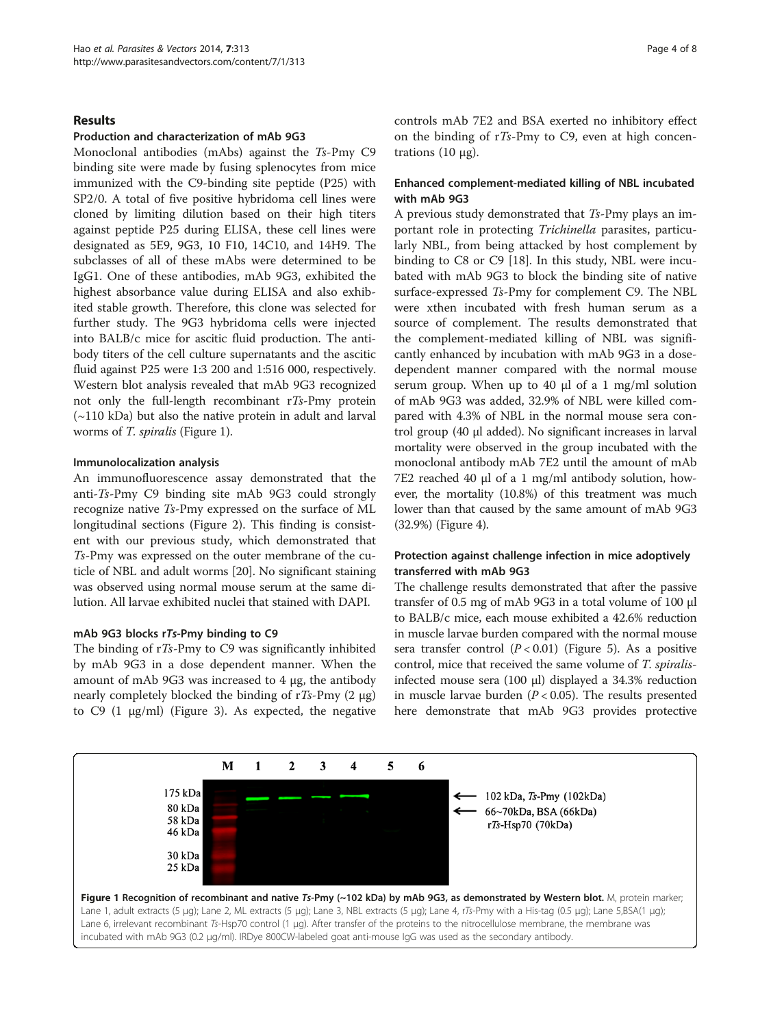## Results

### Production and characterization of mAb 9G3

Monoclonal antibodies (mAbs) against the *Ts*-Pmy C9 binding site were made by fusing splenocytes from mice immunized with the C9-binding site peptide (P25) with SP2/0. A total of five positive hybridoma cell lines were cloned by limiting dilution based on their high titers against peptide P25 during ELISA, these cell lines were designated as 5E9, 9G3, 10 F10, 14C10, and 14H9. The subclasses of all of these mAbs were determined to be IgG1. One of these antibodies, mAb 9G3, exhibited the highest absorbance value during ELISA and also exhibited stable growth. Therefore, this clone was selected for further study. The 9G3 hybridoma cells were injected into BALB/c mice for ascitic fluid production. The antibody titers of the cell culture supernatants and the ascitic fluid against P25 were 1:3 200 and 1:516 000, respectively. Western blot analysis revealed that mAb 9G3 recognized not only the full-length recombinant r*Ts*-Pmy protein (~110 kDa) but also the native protein in adult and larval worms of *T. spiralis* (Figure 1).

### Immunolocalization analysis

An immunofluorescence assay demonstrated that the anti-*Ts*-Pmy C9 binding site mAb 9G3 could strongly recognize native *Ts*-Pmy expressed on the surface of ML longitudinal sections (Figure 2). This finding is consistent with our previous study, which demonstrated that *Ts*-Pmy was expressed on the outer membrane of the cuticle of NBL and adult worms [20]. No significant staining was observed using normal mouse serum at the same dilution. All larvae exhibited nuclei that stained with DAPI.

### mAb 9G3 blocks r*Ts*-Pmy binding to C9

The binding of r*Ts*-Pmy to C9 was significantly inhibited by mAb 9G3 in a dose dependent manner. When the amount of mAb 9G3 was increased to 4 μg, the antibody nearly completely blocked the binding of r*Ts*-Pmy (2 μg) to C9 (1 μg/ml) (Figure 3). As expected, the negative controls mAb 7E2 and BSA exerted no inhibitory effect on the binding of r*Ts*-Pmy to C9, even at high concentrations (10 μg).

### Enhanced complement-mediated killing of NBL incubated with mAb 9G3

A previous study demonstrated that *Ts*-Pmy plays an important role in protecting *Trichinella* parasites, particularly NBL, from being attacked by host complement by binding to C8 or C9 [18]. In this study, NBL were incubated with mAb 9G3 to block the binding site of native surface-expressed *Ts*-Pmy for complement C9. The NBL were xthen incubated with fresh human serum as a source of complement. The results demonstrated that the complement-mediated killing of NBL was significantly enhanced by incubation with mAb 9G3 in a dose-dependent manner compared with the normal mouse serum group. When up to 40 μl of a 1 mg/ml solution of mAb 9G3 was added, 32.9% of NBL were killed compared with 4.3% of NBL in the normal mouse sera control group (40 μl added). No significant increases in larval mortality were observed in the group incubated with the monoclonal antibody mAb 7E2 until the amount of mAb 7E2 reached 40 μl of a 1 mg/ml antibody solution, however, the mortality (10.8%) of this treatment was much lower than that caused by the same amount of mAb 9G3 (32.9%) (Figure 4).

### Protection against challenge infection in mice adoptively transferred with mAb 9G3

The challenge results demonstrated that after the passive transfer of 0.5 mg of mAb 9G3 in a total volume of 100 μl to BALB/c mice, each mouse exhibited a 42.6% reduction in muscle larvae burden compared with the normal mouse sera transfer control ($P < 0.01$) (Figure 5). As a positive control, mice that received the same volume of *T. spiralis*-infected mouse sera (100 μl) displayed a 34.3% reduction in muscle larvae burden ($P < 0.05$). The results presented here demonstrate that mAb 9G3 provides protective

**Figure 1 Recognition of recombinant and native *Ts*-Pmy (~102 kDa) by mAb 9G3, as demonstrated by Western blot.** M, protein marker; Lane 1, adult extracts (5 μg); Lane 2, ML extracts (5 μg); Lane 3, NBL extracts (5 μg); Lane 4, r*Ts*-Pmy with a His-tag (0.5 μg); Lane 5,BSA(1 μg); Lane 6, irrelevant recombinant *Ts*-Hsp70 control (1 μg). After transfer of the proteins to the nitrocellulose membrane, the membrane was incubated with mAb 9G3 (0.2 μg/ml). IRDye 800CW-labeled goat anti-mouse IgG was used as the secondary antibody.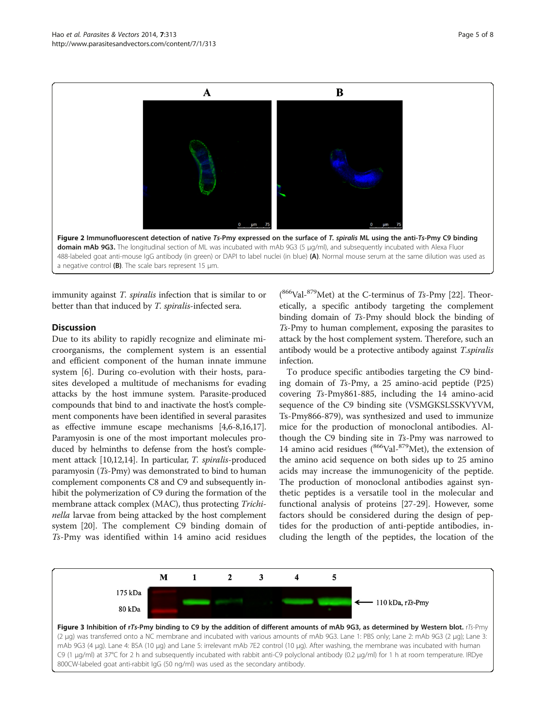Figure 2 Immunofluorescent detection of native *Ts*-Pmy expressed on the surface of *T. spiralis* ML using the anti-*Ts*-Pmy C9 binding domain mAb 9G3. The longitudinal section of ML was incubated with mAb 9G3 (5 μg/ml), and subsequently incubated with Alexa Fluor 488-labeled goat anti-mouse IgG antibody (in green) or DAPI to label nuclei (in blue) **(A)**. Normal mouse serum at the same dilution was used as a negative control **(B)**. The scale bars represent 15 μm.

immunity against *T. spiralis* infection that is similar to or better than that induced by *T. spiralis*-infected sera.

## Discussion

Due to its ability to rapidly recognize and eliminate microorganisms, the complement system is an essential and efficient component of the human innate immune system [6]. During co-evolution with their hosts, parasites developed a multitude of mechanisms for evading attacks by the host immune system. Parasite-produced compounds that bind to and inactivate the host's complement components have been identified in several parasites as effective immune escape mechanisms [4,6-8,16,17]. Paramyosin is one of the most important molecules produced by helminths to defense from the host's complement attack [10,12,14]. In particular, *T. spiralis*-produced paramyosin (*Ts*-Pmy) was demonstrated to bind to human complement components C8 and C9 and subsequently inhibit the polymerization of C9 during the formation of the membrane attack complex (MAC), thus protecting *Trichinella* larvae from being attacked by the host complement system [20]. The complement C9 binding domain of *Ts*-Pmy was identified within 14 amino acid residues ($^{866}$Val-$^{879}$Met) at the C-terminus of *Ts*-Pmy [22]. Theoretically, a specific antibody targeting the complement binding domain of *Ts*-Pmy should block the binding of *Ts*-Pmy to human complement, exposing the parasites to attack by the host complement system. Therefore, such an antibody would be a protective antibody against *T.spiralis* infection.

To produce specific antibodies targeting the C9 binding domain of *Ts*-Pmy, a 25 amino-acid peptide (P25) covering *Ts*-Pmy861-885, including the 14 amino-acid sequence of the C9 binding site (VSMGKSLSSKVYVM, Ts-Pmy866-879), was synthesized and used to immunize mice for the production of monoclonal antibodies. Although the C9 binding site in *Ts*-Pmy was narrowed to 14 amino acid residues ($^{866}$Val-$^{879}$Met), the extension of the amino acid sequence on both sides up to 25 amino acids may increase the immunogenicity of the peptide. The production of monoclonal antibodies against synthetic peptides is a versatile tool in the molecular and functional analysis of proteins [27-29]. However, some factors should be considered during the design of peptides for the production of anti-peptide antibodies, including the length of the peptides, the location of the

Figure 3 Inhibition of r*Ts*-Pmy binding to C9 by the addition of different amounts of mAb 9G3, as determined by Western blot. r*Ts*-Pmy (2 μg) was transferred onto a NC membrane and incubated with various amounts of mAb 9G3. Lane 1: PBS only; Lane 2: mAb 9G3 (2 μg); Lane 3: mAb 9G3 (4 μg). Lane 4: BSA (10 μg) and Lane 5: irrelevant mAb 7E2 control (10 μg). After washing, the membrane was incubated with human C9 (1 μg/ml) at 37°C for 2 h and subsequently incubated with rabbit anti-C9 polyclonal antibody (0.2 μg/ml) for 1 h at room temperature. IRDye 800CW-labeled goat anti-rabbit IgG (50 ng/ml) was used as the secondary antibody.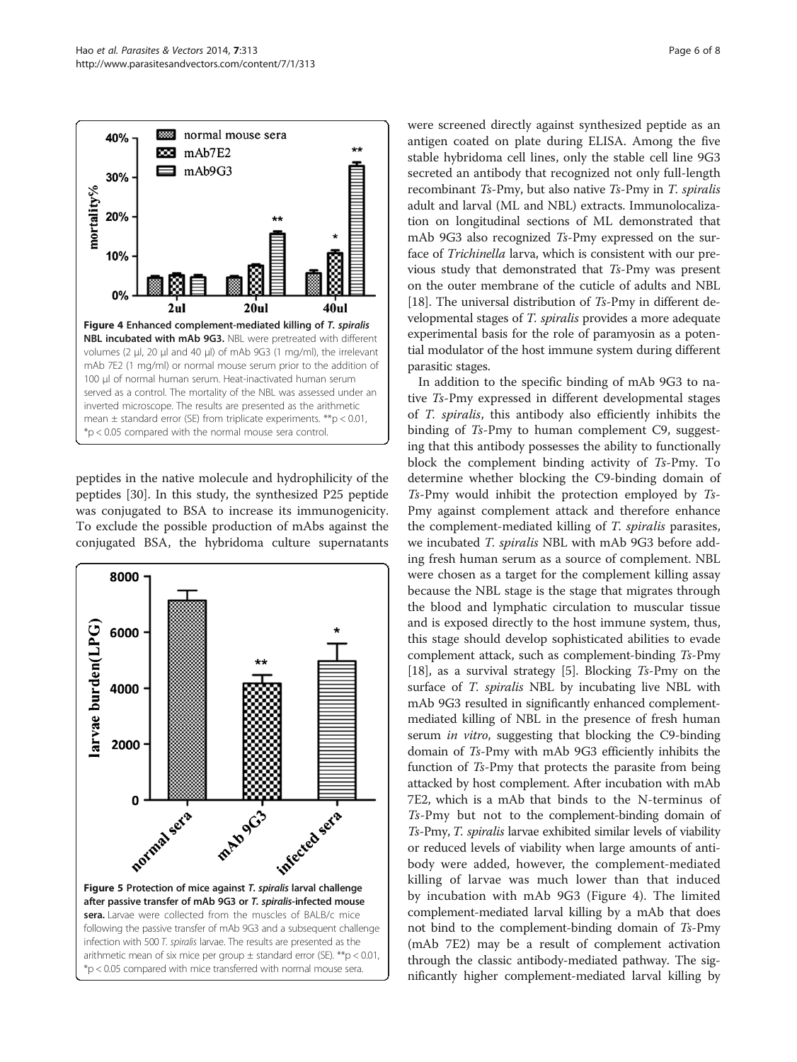**Figure 4 Enhanced complement-mediated killing of *T. spiralis* NBL incubated with mAb 9G3.** NBL were pretreated with different volumes (2 μl, 20 μl and 40 μl) of mAb 9G3 (1 mg/ml), the irrelevant mAb 7E2 (1 mg/ml) or normal mouse serum prior to the addition of 100 μl of normal human serum. Heat-inactivated human serum served as a control. The mortality of the NBL was assessed under an inverted microscope. The results are presented as the arithmetic mean ± standard error (SE) from triplicate experiments. **$p < 0.01$, *$p < 0.05$ compared with the normal mouse sera control.

peptides in the native molecule and hydrophilicity of the peptides [30]. In this study, the synthesized P25 peptide was conjugated to BSA to increase its immunogenicity. To exclude the possible production of mAbs against the conjugated BSA, the hybridoma culture supernatants were screened directly against synthesized peptide as an antigen coated on plate during ELISA. Among the five stable hybridoma cell lines, only the stable cell line 9G3 secreted an antibody that recognized not only full-length recombinant *Ts*-Pmy, but also native *Ts*-Pmy in *T. spiralis* adult and larval (ML and NBL) extracts. Immunolocalization on longitudinal sections of ML demonstrated that mAb 9G3 also recognized *Ts*-Pmy expressed on the surface of *Trichinella* larva, which is consistent with our previous study that demonstrated that *Ts*-Pmy was present on the outer membrane of the cuticle of adults and NBL [18]. The universal distribution of *Ts*-Pmy in different developmental stages of *T. spiralis* provides a more adequate experimental basis for the role of paramyosin as a potential modulator of the host immune system during different parasitic stages.

**Figure 5 Protection of mice against *T. spiralis* larval challenge after passive transfer of mAb 9G3 or *T. spiralis*-infected mouse sera.** Larvae were collected from the muscles of BALB/c mice following the passive transfer of mAb 9G3 and a subsequent challenge infection with 500 *T. spiralis* larvae. The results are presented as the arithmetic mean of six mice per group ± standard error (SE). **$p < 0.01$, *$p < 0.05$ compared with mice transferred with normal mouse sera.

In addition to the specific binding of mAb 9G3 to native *Ts*-Pmy expressed in different developmental stages of *T. spiralis*, this antibody also efficiently inhibits the binding of *Ts*-Pmy to human complement C9, suggesting that this antibody possesses the ability to functionally block the complement binding activity of *Ts*-Pmy. To determine whether blocking the C9-binding domain of *Ts*-Pmy would inhibit the protection employed by *Ts*-Pmy against complement attack and therefore enhance the complement-mediated killing of *T. spiralis* parasites, we incubated *T. spiralis* NBL with mAb 9G3 before adding fresh human serum as a source of complement. NBL were chosen as a target for the complement killing assay because the NBL stage is the stage that migrates through the blood and lymphatic circulation to muscular tissue and is exposed directly to the host immune system, thus, this stage should develop sophisticated abilities to evade complement attack, such as complement-binding *Ts*-Pmy [18], as a survival strategy [5]. Blocking *Ts*-Pmy on the surface of *T. spiralis* NBL by incubating live NBL with mAb 9G3 resulted in significantly enhanced complement-mediated killing of NBL in the presence of fresh human serum *in vitro*, suggesting that blocking the C9-binding domain of *Ts*-Pmy with mAb 9G3 efficiently inhibits the function of *Ts*-Pmy that protects the parasite from being attacked by host complement. After incubation with mAb 7E2, which is a mAb that binds to the N-terminus of *Ts*-Pmy but not to the complement-binding domain of *Ts*-Pmy, *T. spiralis* larvae exhibited similar levels of viability or reduced levels of viability when large amounts of antibody were added, however, the complement-mediated killing of larvae was much lower than that induced by incubation with mAb 9G3 (Figure 4). The limited complement-mediated larval killing by a mAb that does not bind to the complement-binding domain of *Ts*-Pmy (mAb 7E2) may be a result of complement activation through the classic antibody-mediated pathway. The significantly higher complement-mediated larval killing by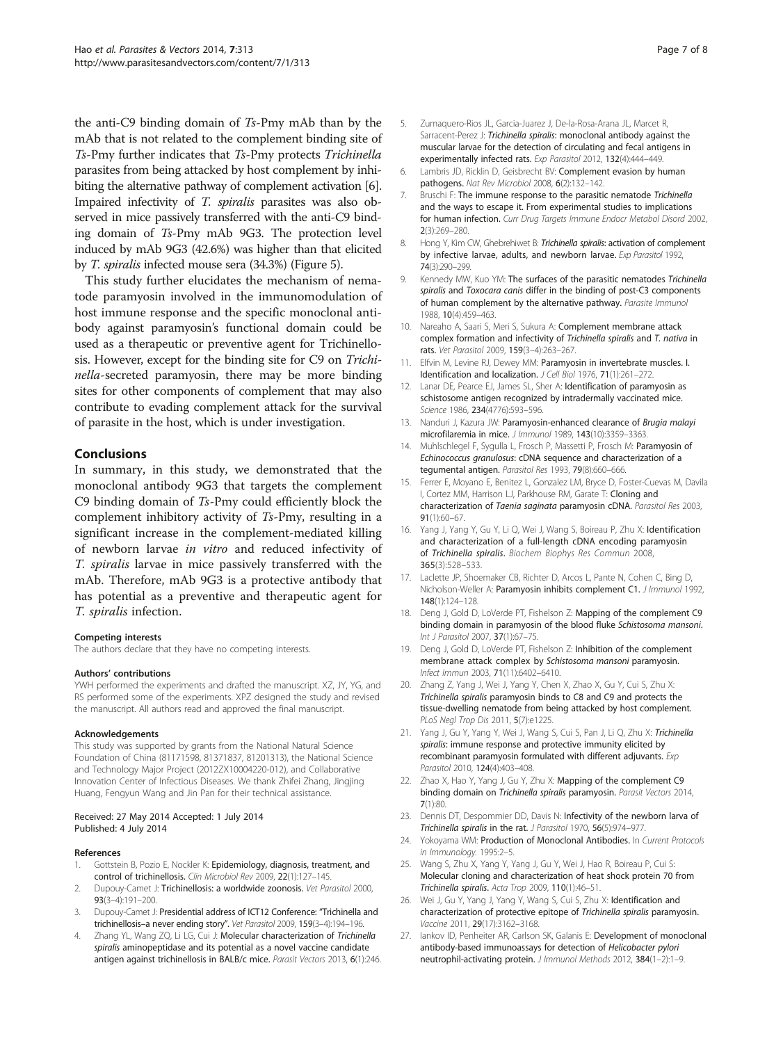the anti-C9 binding domain of *Ts*-Pmy mAb than by the mAb that is not related to the complement binding site of *Ts*-Pmy further indicates that *Ts*-Pmy protects *Trichinella* parasites from being attacked by host complement by inhibiting the alternative pathway of complement activation [6]. Impaired infectivity of *T. spiralis* parasites was also observed in mice passively transferred with the anti-C9 binding domain of *Ts*-Pmy mAb 9G3. The protection level induced by mAb 9G3 (42.6%) was higher than that elicited by *T. spiralis* infected mouse sera (34.3%) (Figure 5).

This study further elucidates the mechanism of nematode paramyosin involved in the immunomodulation of host immune response and the specific monoclonal antibody against paramyosin's functional domain could be used as a therapeutic or preventive agent for Trichinellosis. However, except for the binding site for C9 on *Trichinella*-secreted paramyosin, there may be more binding sites for other components of complement that may also contribute to evading complement attack for the survival of parasite in the host, which is under investigation.

## Conclusions

In summary, in this study, we demonstrated that the monoclonal antibody 9G3 that targets the complement C9 binding domain of *Ts*-Pmy could efficiently block the complement inhibitory activity of *Ts*-Pmy, resulting in a significant increase in the complement-mediated killing of newborn larvae *in vitro* and reduced infectivity of *T. spiralis* larvae in mice passively transferred with the mAb. Therefore, mAb 9G3 is a protective antibody that has potential as a preventive and therapeutic agent for *T. spiralis* infection.

#### Competing interests

The authors declare that they have no competing interests.

#### Authors' contributions

YWH performed the experiments and drafted the manuscript. XZ, JY, YG, and RS performed some of the experiments. XPZ designed the study and revised the manuscript. All authors read and approved the final manuscript.

#### Acknowledgements

This study was supported by grants from the National Natural Science Foundation of China (81171598, 81371837, 81201313), the National Science and Technology Major Project (2012ZX10004220-012), and Collaborative Innovation Center of Infectious Diseases. We thank Zhifei Zhang, Jingjing Huang, Fengyun Wang and Jin Pan for their technical assistance.

Received: 27 May 2014 Accepted: 1 July 2014
Published: 4 July 2014

#### References

1. Gottstein B, Pozio E, Nockler K: **Epidemiology, diagnosis, treatment, and control of trichinellosis.** *Clin Microbiol Rev* 2009, **22**(1):127–145.
2. Dupouy-Camet J: **Trichinellosis: a worldwide zoonosis.** *Vet Parasitol* 2000, **93**(3–4):191–200.
3. Dupouy-Camet J: **Presidential address of ICT12 Conference: "Trichinella and trichinellosis–a never ending story".** *Vet Parasitol* 2009, **159**(3–4):194–196.
4. Zhang YL, Wang ZQ, Li LG, Cui J: **Molecular characterization of *Trichinella spiralis* aminopeptidase and its potential as a novel vaccine candidate antigen against trichinellosis in BALB/c mice.** *Parasit Vectors* 2013, **6**(1):246.
5. Zumaquero-Rios JL, Garcia-Juarez J, De-la-Rosa-Arana JL, Marcet R, Sarracent-Perez J: ***Trichinella spiralis*: monoclonal antibody against the muscular larvae for the detection of circulating and fecal antigens in experimentally infected rats.** *Exp Parasitol* 2012, **132**(4):444–449.
6. Lambris JD, Ricklin D, Geisbrecht BV: **Complement evasion by human pathogens.** *Nat Rev Microbiol* 2008, **6**(2):132–142.
7. Bruschi F: **The immune response to the parasitic nematode *Trichinella* and the ways to escape it. From experimental studies to implications for human infection.** *Curr Drug Targets Immune Endocr Metabol Disord* 2002, **2**(3):269–280.
8. Hong Y, Kim CW, Ghebrehiwet B: ***Trichinella spiralis*: activation of complement by infective larvae, adults, and newborn larvae.** *Exp Parasitol* 1992, **74**(3):290–299.
9. Kennedy MW, Kuo YM: **The surfaces of the parasitic nematodes *Trichinella spiralis* and *Toxocara canis* differ in the binding of post-C3 components of human complement by the alternative pathway.** *Parasite Immunol* 1988, **10**(4):459–463.
10. Nareaho A, Saari S, Meri S, Sukura A: **Complement membrane attack complex formation and infectivity of *Trichinella spiralis* and *T. nativa* in rats.** *Vet Parasitol* 2009, **159**(3–4):263–267.
11. Elfvin M, Levine RJ, Dewey MM: **Paramyosin in invertebrate muscles. I. Identification and localization.** *J Cell Biol* 1976, **71**(1):261–272.
12. Lanar DE, Pearce EJ, James SL, Sher A: **Identification of paramyosin as schistosome antigen recognized by intradermally vaccinated mice.** *Science* 1986, **234**(4776):593–596.
13. Nanduri J, Kazura JW: **Paramyosin-enhanced clearance of *Brugia malayi* microfilaremia in mice.** *J Immunol* 1989, **143**(10):3359–3363.
14. Muhlschlegel F, Sygulla L, Frosch P, Massetti P, Frosch M: **Paramyosin of *Echinococcus granulosus*: cDNA sequence and characterization of a tegumental antigen.** *Parasitol Res* 1993, **79**(8):660–666.
15. Ferrer E, Moyano E, Benitez L, Gonzalez LM, Bryce D, Foster-Cuevas M, Davila I, Cortez MM, Harrison LJ, Parkhouse RM, Garate T: **Cloning and characterization of *Taenia saginata* paramyosin cDNA.** *Parasitol Res* 2003, **91**(1):60–67.
16. Yang J, Yang Y, Gu Y, Li Q, Wei J, Wang S, Boireau P, Zhu X: **Identification and characterization of a full-length cDNA encoding paramyosin of *Trichinella spiralis*.** *Biochem Biophys Res Commun* 2008, **365**(3):528–533.
17. Laclette JP, Shoemaker CB, Richter D, Arcos L, Pante N, Cohen C, Bing D, Nicholson-Weller A: **Paramyosin inhibits complement C1.** *J Immunol* 1992, **148**(1):124–128.
18. Deng J, Gold D, LoVerde PT, Fishelson Z: **Mapping of the complement C9 binding domain in paramyosin of the blood fluke *Schistosoma mansoni*.** *Int J Parasitol* 2007, **37**(1):67–75.
19. Deng J, Gold D, LoVerde PT, Fishelson Z: **Inhibition of the complement membrane attack complex by *Schistosoma mansoni* paramyosin.** *Infect Immun* 2003, **71**(11):6402–6410.
20. Zhang Z, Yang J, Wei J, Yang Y, Chen X, Zhao X, Gu Y, Cui S, Zhu X: ***Trichinella spiralis* paramyosin binds to C8 and C9 and protects the tissue-dwelling nematode from being attacked by host complement.** *PLoS Negl Trop Dis* 2011, **5**(7):e1225.
21. Yang J, Gu Y, Yang Y, Wei J, Wang S, Cui S, Pan J, Li Q, Zhu X: ***Trichinella spiralis*: immune response and protective immunity elicited by recombinant paramyosin formulated with different adjuvants.** *Exp Parasitol* 2010, **124**(4):403–408.
22. Zhao X, Hao Y, Yang J, Gu Y, Zhu X: **Mapping of the complement C9 binding domain on *Trichinella spiralis* paramyosin.** *Parasit Vectors* 2014, **7**(1):80.
23. Dennis DT, Despommier DD, Davis N: **Infectivity of the newborn larva of *Trichinella spiralis* in the rat.** *J Parasitol* 1970, **56**(5):974–977.
24. Yokoyama WM: **Production of Monoclonal Antibodies.** In *Current Protocols in Immunology.* 1995:2–5.
25. Wang S, Zhu X, Yang Y, Yang J, Gu Y, Wei J, Hao R, Boireau P, Cui S: **Molecular cloning and characterization of heat shock protein 70 from *Trichinella spiralis*.** *Acta Trop* 2009, **110**(1):46–51.
26. Wei J, Gu Y, Yang J, Yang Y, Wang S, Cui S, Zhu X: **Identification and characterization of protective epitope of *Trichinella spiralis* paramyosin.** *Vaccine* 2011, **29**(17):3162–3168.
27. Iankov ID, Penheiter AR, Carlson SK, Galanis E: **Development of monoclonal antibody-based immunoassays for detection of *Helicobacter pylori* neutrophil-activating protein.** *J Immunol Methods* 2012, **384**(1–2):1–9.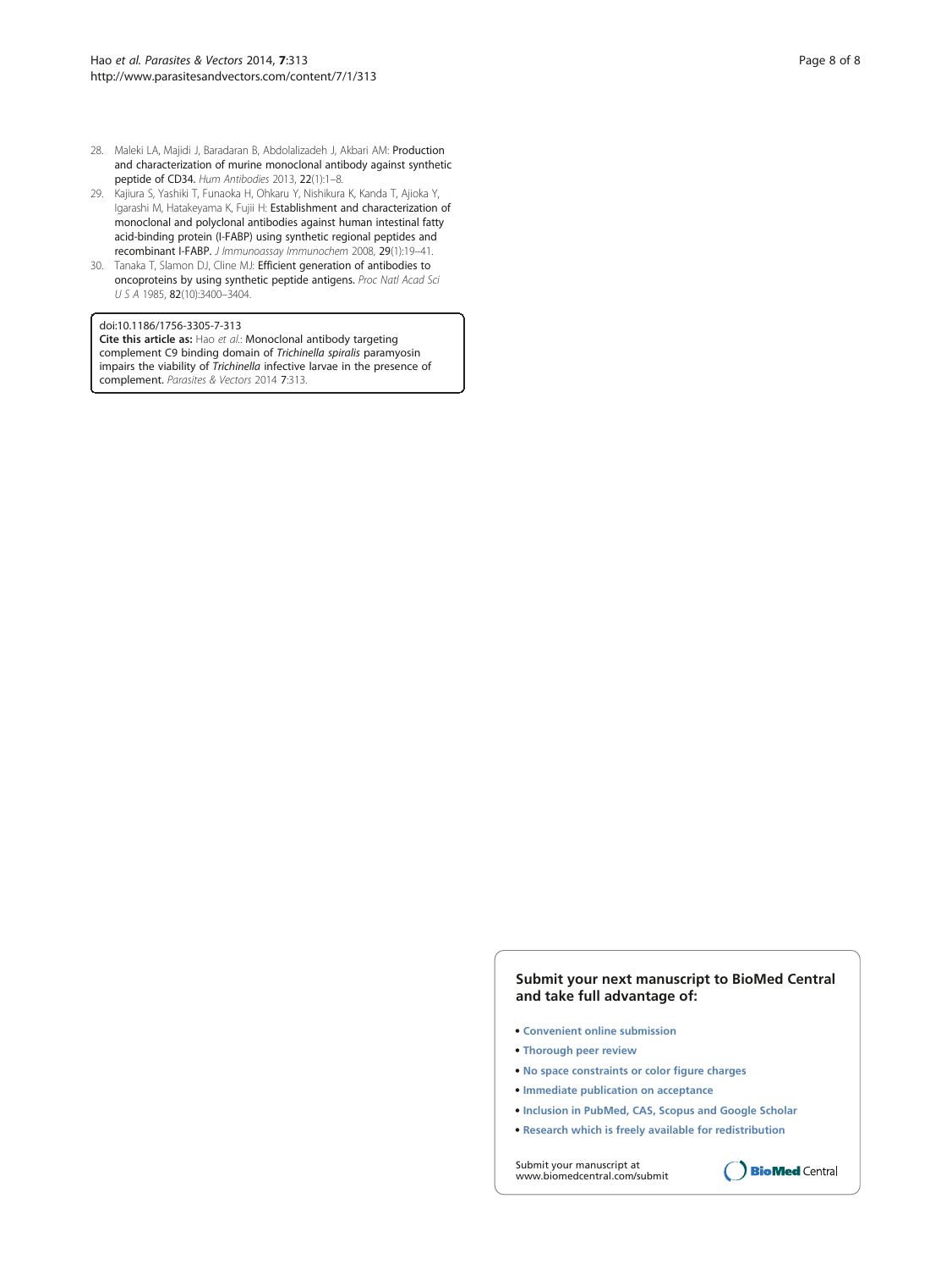28. Maleki LA, Majidi J, Baradaran B, Abdolalizadeh J, Akbari AM: **Production and characterization of murine monoclonal antibody against synthetic peptide of CD34.** *Hum Antibodies* 2013, **22**(1):1–8.
29. Kajiura S, Yashiki T, Funaoka H, Ohkaru Y, Nishikura K, Kanda T, Ajioka Y, Igarashi M, Hatakeyama K, Fujii H: **Establishment and characterization of monoclonal and polyclonal antibodies against human intestinal fatty acid-binding protein (I-FABP) using synthetic regional peptides and recombinant I-FABP.** *J Immunoassay Immunochem* 2008, **29**(1):19–41.
30. Tanaka T, Slamon DJ, Cline MJ: **Efficient generation of antibodies to oncoproteins by using synthetic peptide antigens.** *Proc Natl Acad Sci U S A* 1985, **82**(10):3400–3404.

doi:10.1186/1756-3305-7-313
**Cite this article as:** Hao *et al.*: Monoclonal antibody targeting complement C9 binding domain of *Trichinella spiralis* paramyosin impairs the viability of *Trichinella* infective larvae in the presence of complement. *Parasites & Vectors* 2014 **7**:313.

**Submit your next manuscript to BioMed Central and take full advantage of:**

- **Convenient online submission**
- **Thorough peer review**
- **No space constraints or color figure charges**
- **Immediate publication on acceptance**
- **Inclusion in PubMed, CAS, Scopus and Google Scholar**
- **Research which is freely available for redistribution**

Submit your manuscript at
www.biomedcentral.com/submit

BioMed Central